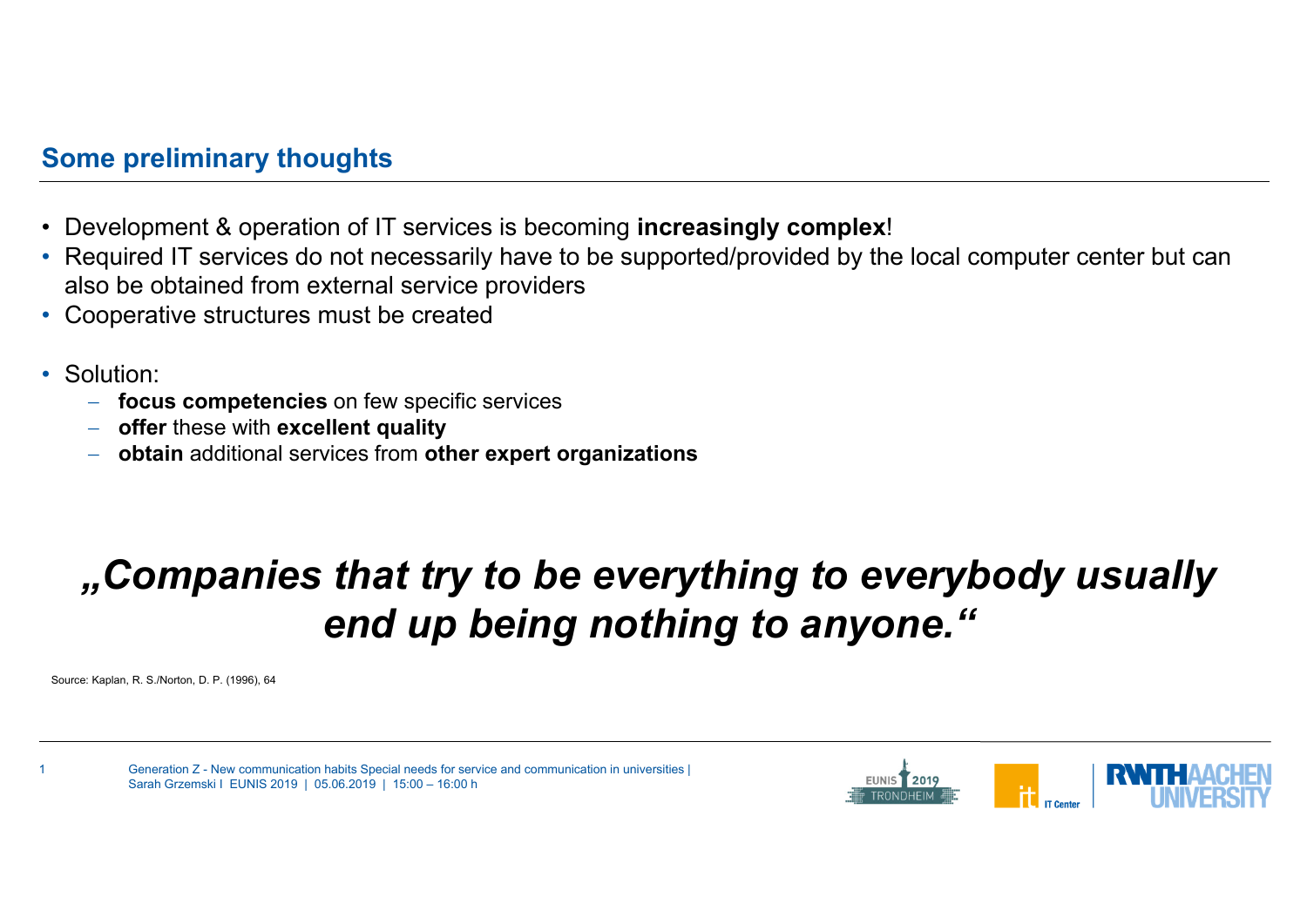## Some preliminary thoughts

- Development & operation of IT services is becoming **increasingly complex**!
- Required IT services do not necessarily have to be supported/provided by the local computer center but can also be obtained from external service providers
- Cooperative structures must be created

- Solution:
  - **focus competencies** on few specific services
  - **offer** these with **excellent quality**
  - **obtain** additional services from **other expert organizations**

***„Companies that try to be everything to everybody usually end up being nothing to anyone.“***

Source: Kaplan, R. S./Norton, D. P. (1996), 64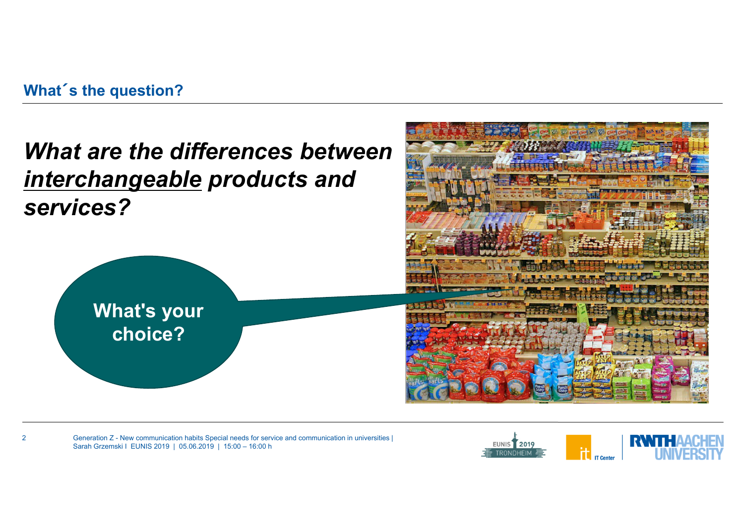## What´s the question?

***What are the differences between <u>interchangeable</u> products and services?***

**What's your choice?**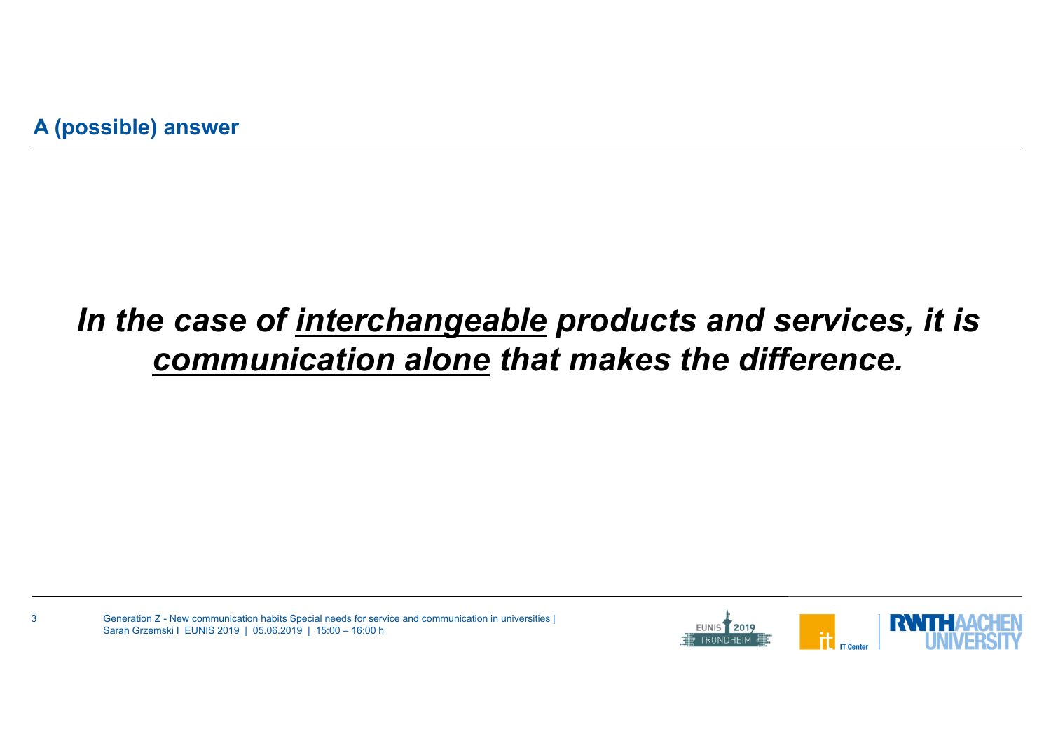## A (possible) answer

***In the case of <u>interchangeable</u> products and services, it is <u>communication alone</u> that makes the difference.***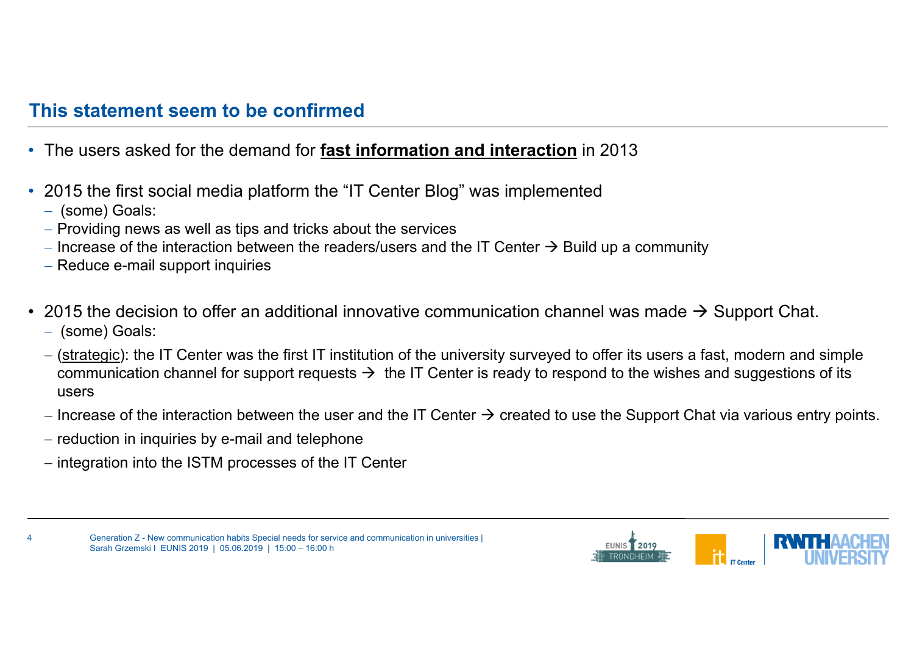## This statement seem to be confirmed

- The users asked for the demand for **<u>fast information and interaction</u>** in 2013

- 2015 the first social media platform the “IT Center Blog” was implemented
  - (some) Goals:
  - Providing news as well as tips and tricks about the services
  - Increase of the interaction between the readers/users and the IT Center → Build up a community
  - Reduce e-mail support inquiries

- 2015 the decision to offer an additional innovative communication channel was made → Support Chat.
  - (some) Goals:
  - (<u>strategic</u>): the IT Center was the first IT institution of the university surveyed to offer its users a fast, modern and simple communication channel for support requests → the IT Center is ready to respond to the wishes and suggestions of its users
  - Increase of the interaction between the user and the IT Center → created to use the Support Chat via various entry points.
  - reduction in inquiries by e-mail and telephone
  - integration into the ISTM processes of the IT Center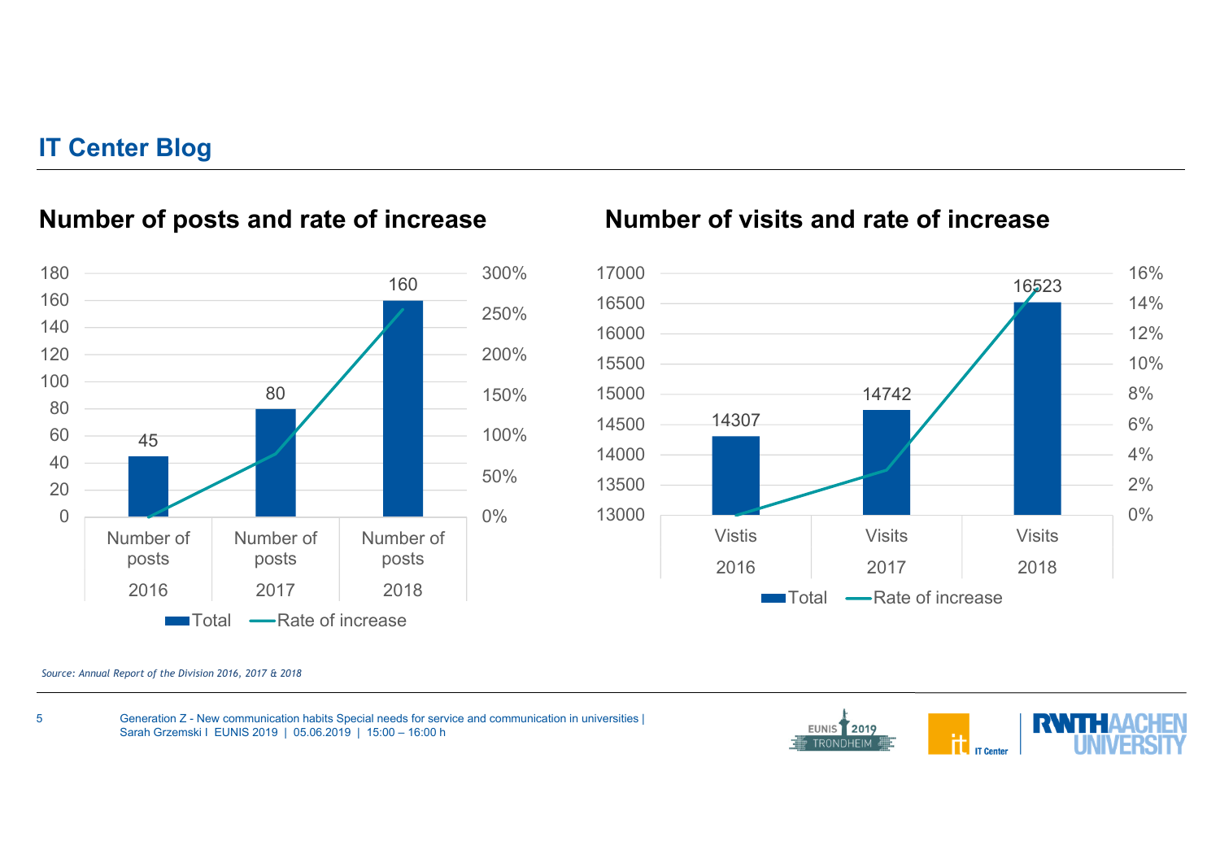# IT Center Blog

## Number of posts and rate of increase

| | Number of posts 2016 | Number of posts 2017 | Number of posts 2018 |
|---|---|---|---|
| Total | 45 | 80 | 160 |

## Number of visits and rate of increase

| | Vistis 2016 | Visits 2017 | Visits 2018 |
|---|---|---|---|
| Total | 14307 | 14742 | 16523 |

*Source: Annual Report of the Division 2016, 2017 & 2018*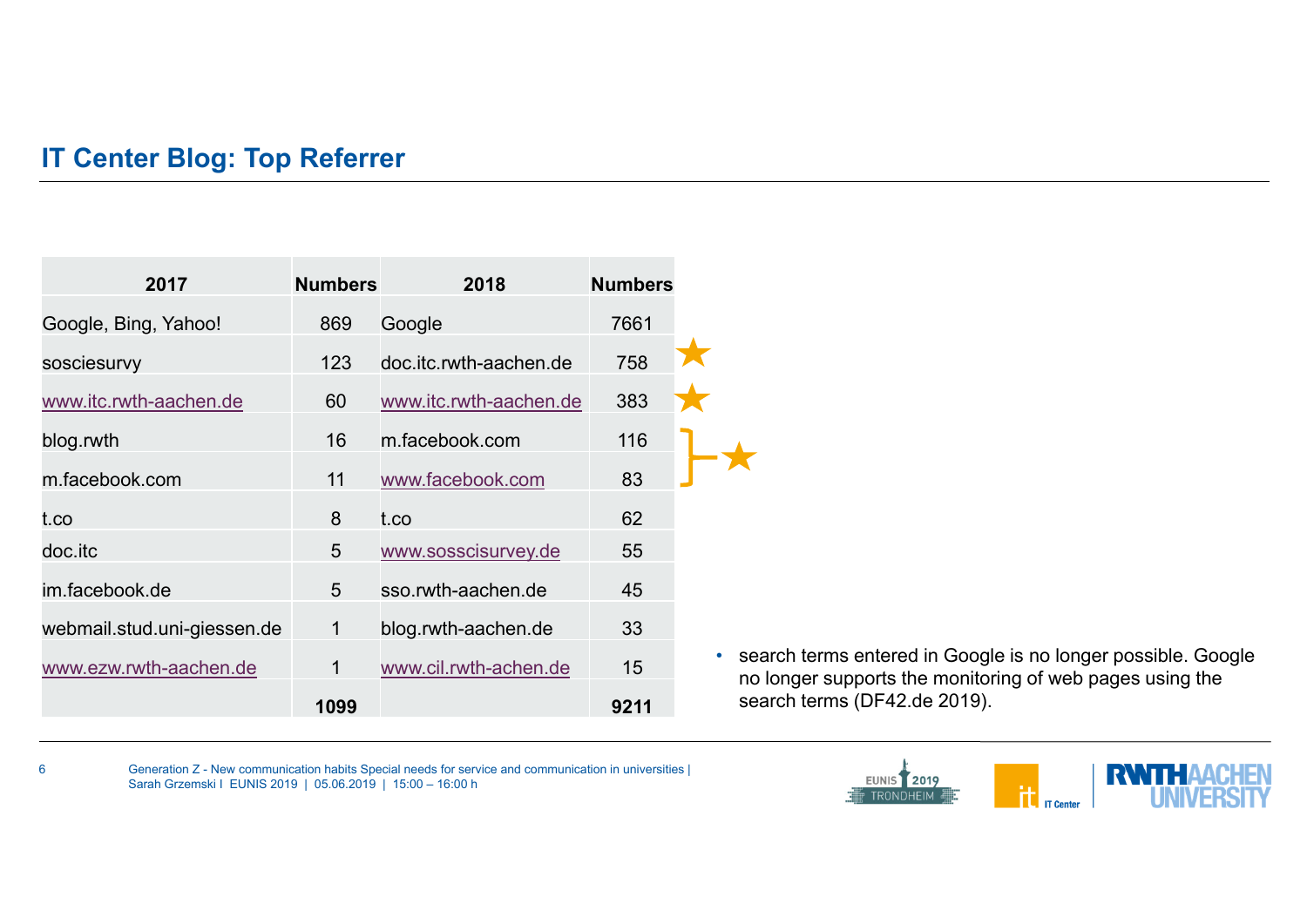## IT Center Blog: Top Referrer

| 2017 | Numbers | 2018 | Numbers |
|---|---|---|---|
| Google, Bing, Yahoo! | 869 | Google | 7661 |
| sosciesurvy | 123 | doc.itc.rwth-aachen.de | 758 |
| www.itc.rwth-aachen.de | 60 | www.itc.rwth-aachen.de | 383 |
| blog.rwth | 16 | m.facebook.com | 116 |
| m.facebook.com | 11 | www.facebook.com | 83 |
| t.co | 8 | t.co | 62 |
| doc.itc | 5 | www.sosscisurvey.de | 55 |
| im.facebook.de | 5 | sso.rwth-aachen.de | 45 |
| webmail.stud.uni-giessen.de | 1 | blog.rwth-aachen.de | 33 |
| www.ezw.rwth-aachen.de | 1 | www.cil.rwth-achen.de | 15 |
| | **1099** | | **9211** |

- search terms entered in Google is no longer possible. Google no longer supports the monitoring of web pages using the search terms (DF42.de 2019).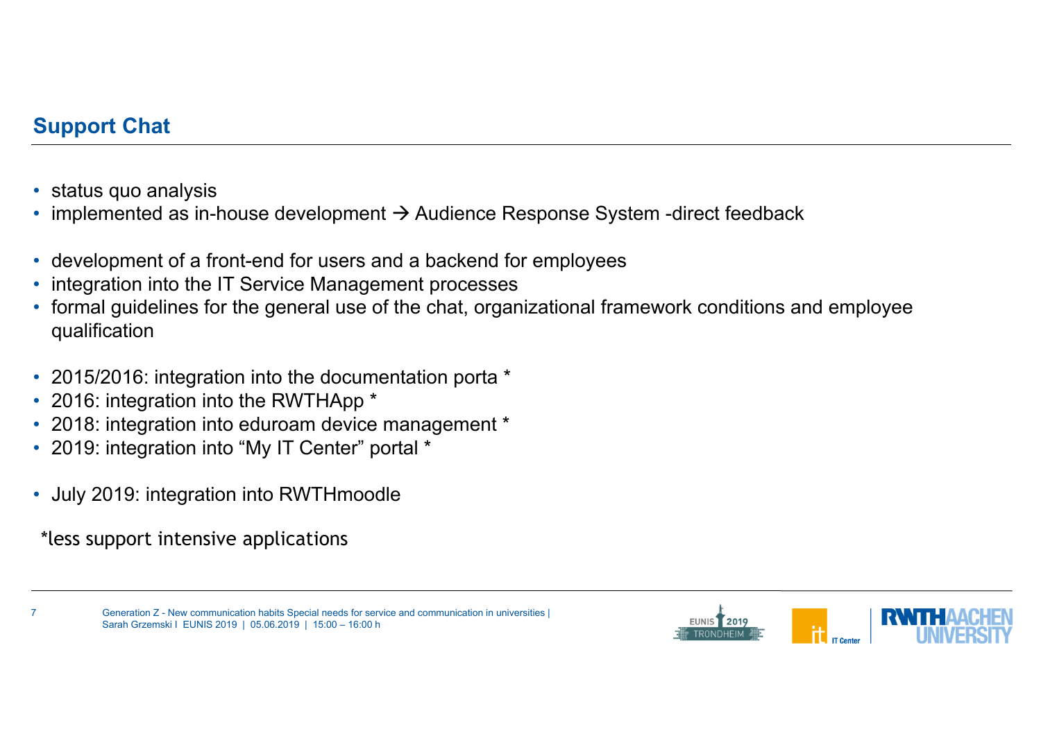## Support Chat

- status quo analysis
- implemented as in-house development → Audience Response System -direct feedback

- development of a front-end for users and a backend for employees
- integration into the IT Service Management processes
- formal guidelines for the general use of the chat, organizational framework conditions and employee qualification

- 2015/2016: integration into the documentation porta *
- 2016: integration into the RWTHApp *
- 2018: integration into eduroam device management *
- 2019: integration into “My IT Center” portal *

- July 2019: integration into RWTHmoodle

*less support intensive applications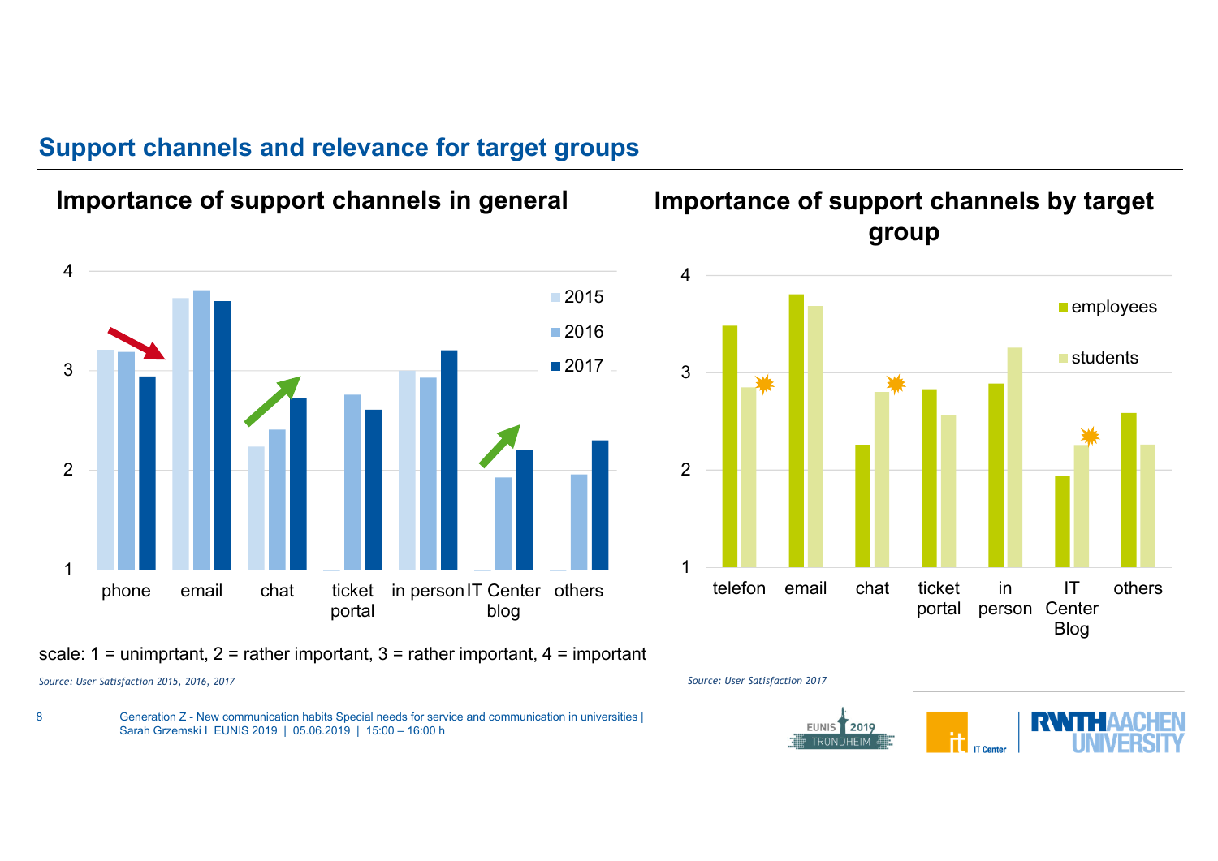## Support channels and relevance for target groups

### Importance of support channels in general

| | phone | email | chat | ticket portal | in person | IT Center blog | others |
|---|---|---|---|---|---|---|---|
| 2015 | | | | | | | |
| 2016 | | | | | | | |
| 2017 | | | | | | | |

scale: 1 = unimprtant, 2 = rather important, 3 = rather important, 4 = important

*Source: User Satisfaction 2015, 2016, 2017*

### Importance of support channels by target group

| | telefon | email | chat | ticket portal | in person | IT Center Blog | others |
|---|---|---|---|---|---|---|---|
| employees | | | | | | | |
| students | | | | | | | |

*Source: User Satisfaction 2017*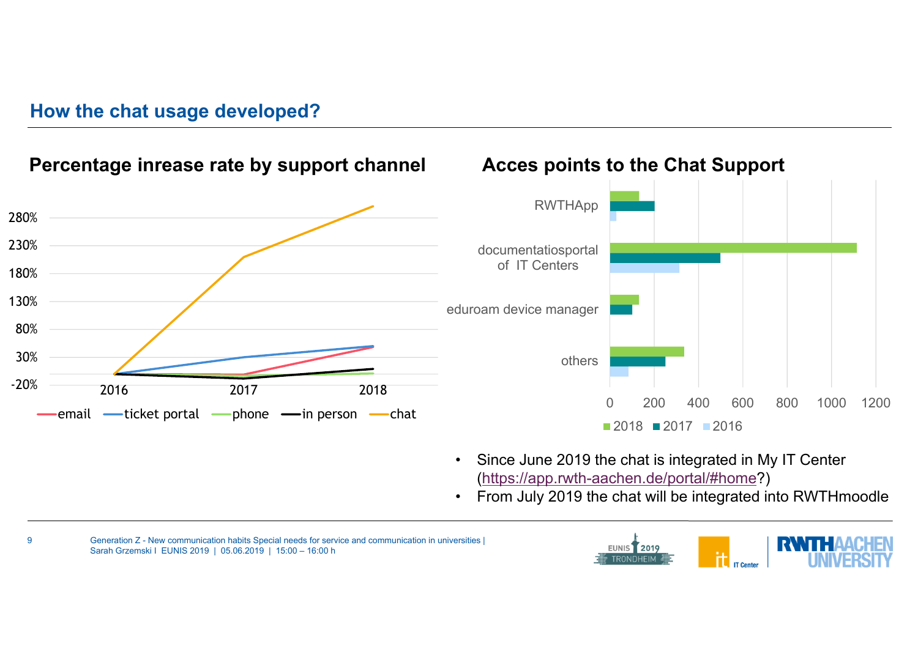## How the chat usage developed?

### Percentage inrease rate by support channel

280%
230%
180%
130%
80%
30%
-20%

2016 2017 2018

email ticket portal phone in person chat

### Acces points to the Chat Support

RWTHApp

documentatiosportal of IT Centers

eduroam device manager

others

0 200 400 600 800 1000 1200

2018 2017 2016

- Since June 2019 the chat is integrated in My IT Center (https://app.rwth-aachen.de/portal/#home?)
- From July 2019 the chat will be integrated into RWTHmoodle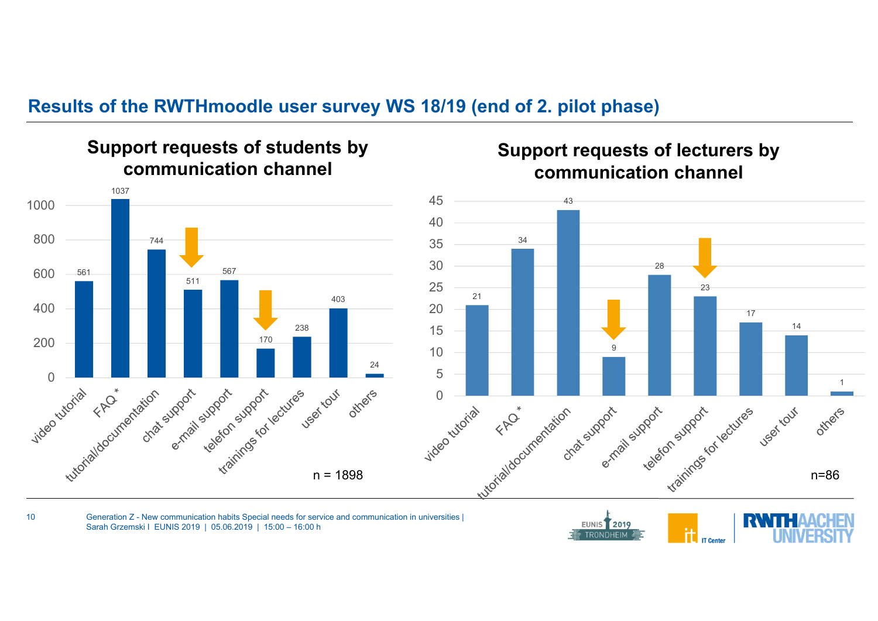## Results of the RWTHmoodle user survey WS 18/19 (end of 2. pilot phase)

### Support requests of students by communication channel

| Channel | Requests |
|---|---|
| video tutorial | 561 |
| FAQ * | 1037 |
| tutorial/documentation | 744 |
| chat support | 511 |
| e-mail support | 567 |
| telefon support | 170 |
| trainings for lectures | 238 |
| user tour | 403 |
| others | 24 |

n = 1898

### Support requests of lecturers by communication channel

| Channel | Requests |
|---|---|
| video tutorial | 21 |
| FAQ * | 34 |
| tutorial/documentation | 43 |
| chat support | 9 |
| e-mail support | 28 |
| telefon support | 23 |
| trainings for lectures | 17 |
| user tour | 14 |
| others | 1 |

n=86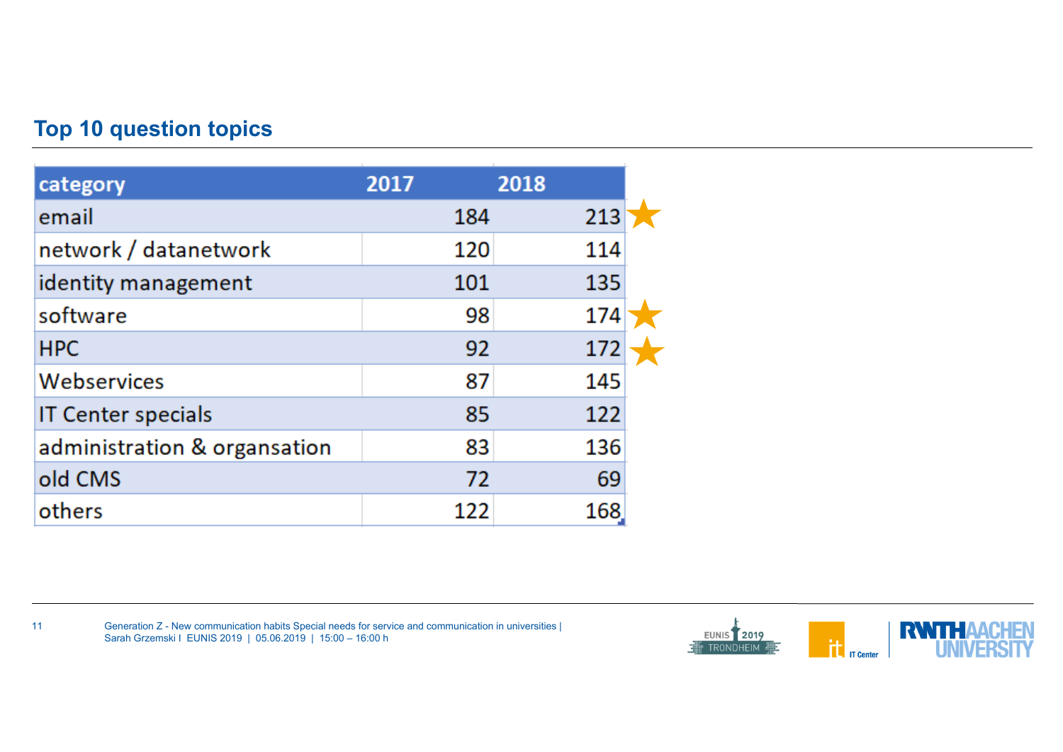## Top 10 question topics

| category | 2017 | 2018 |
|---|---|---|
| email | 184 | 213 ★ |
| network / datanetwork | 120 | 114 |
| identity management | 101 | 135 |
| software | 98 | 174 ★ |
| HPC | 92 | 172 ★ |
| Webservices | 87 | 145 |
| IT Center specials | 85 | 122 |
| administration & organsation | 83 | 136 |
| old CMS | 72 | 69 |
| others | 122 | 168 |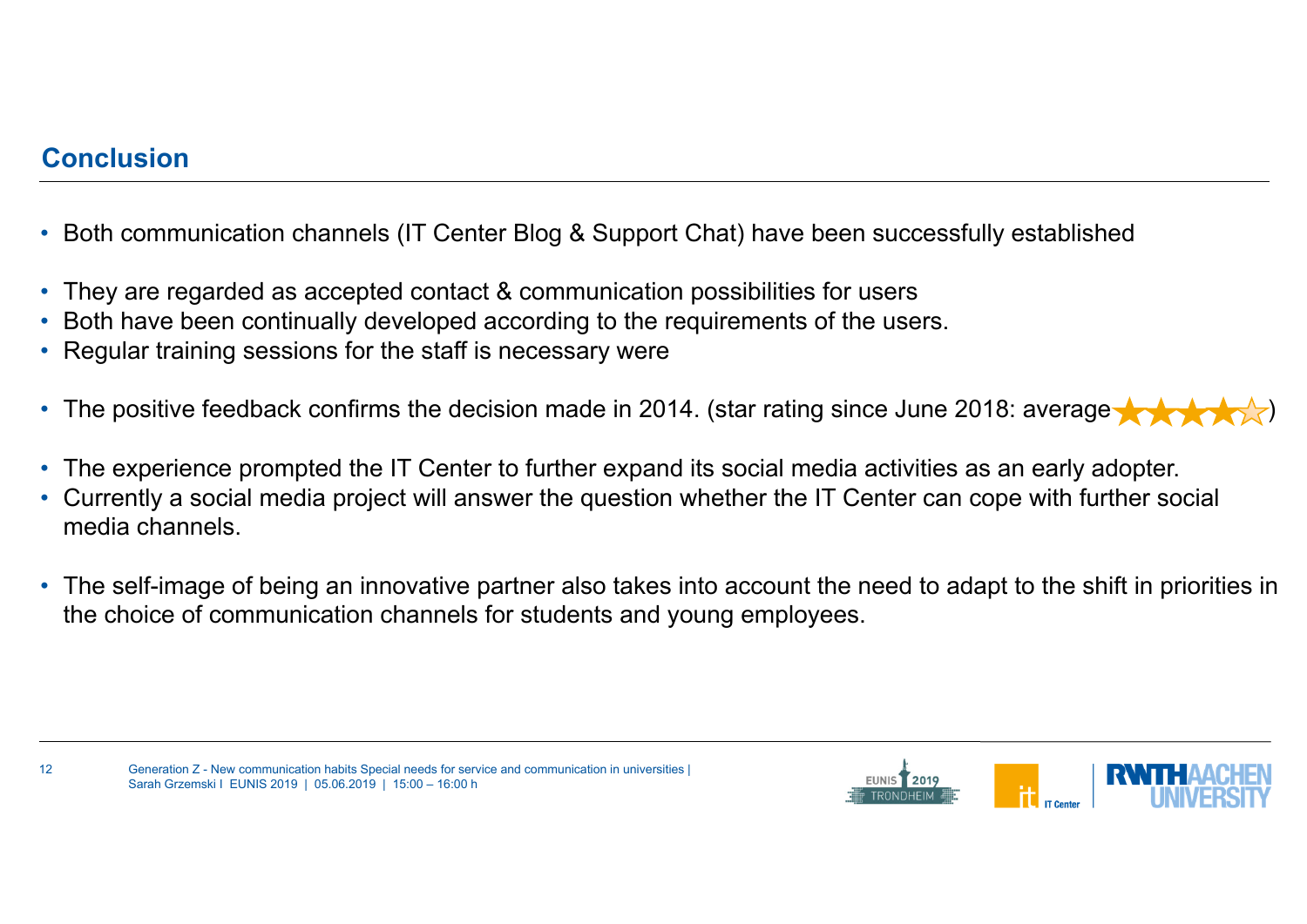## Conclusion

- Both communication channels (IT Center Blog & Support Chat) have been successfully established

- They are regarded as accepted contact & communication possibilities for users
- Both have been continually developed according to the requirements of the users.
- Regular training sessions for the staff is necessary were

- The positive feedback confirms the decision made in 2014. (star rating since June 2018: average ★★★★☆)

- The experience prompted the IT Center to further expand its social media activities as an early adopter.
- Currently a social media project will answer the question whether the IT Center can cope with further social media channels.

- The self-image of being an innovative partner also takes into account the need to adapt to the shift in priorities in the choice of communication channels for students and young employees.